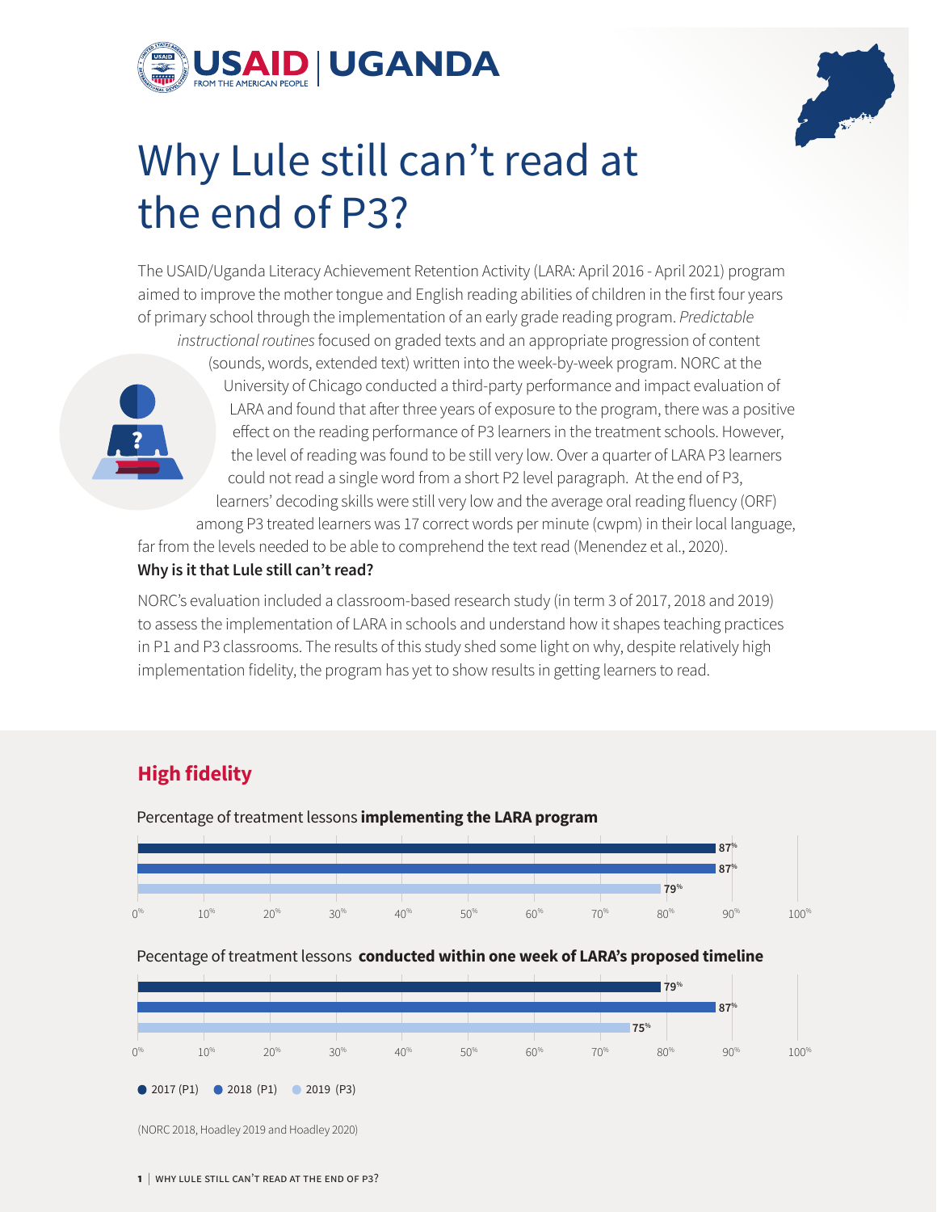USAID | UGANDA

FROM THE AMERICAN PEOPLE

# Why Lule still can't read at the end of P3?

The USAID/Uganda Literacy Achievement Retention Activity (LARA: April 2016 - April 2021) program aimed to improve the mother tongue and English reading abilities of children in the first four years of primary school through the implementation of an early grade reading program. *Predictable instructional routines* focused on graded texts and an appropriate progression of content (sounds, words, extended text) written into the week-by-week program. NORC at the University of Chicago conducted a third-party performance and impact evaluation of LARA and found that after three years of exposure to the program, there was a positive effect on the reading performance of P3 learners in the treatment schools. However, the level of reading was found to be still very low. Over a quarter of LARA P3 learners could not read a single word from a short P2 level paragraph. At the end of P3, learners' decoding skills were still very low and the average oral reading fluency (ORF) among P3 treated learners was 17 correct words per minute (cwpm) in their local language, far from the levels needed to be able to comprehend the text read (Menendez et al., 2020).

**Why is it that Lule still can't read?**

NORC's evaluation included a classroom-based research study (in term 3 of 2017, 2018 and 2019) to assess the implementation of LARA in schools and understand how it shapes teaching practices in P1 and P3 classrooms. The results of this study shed some light on why, despite relatively high implementation fidelity, the program has yet to show results in getting learners to read.

## High fidelity

Percentage of treatment lessons **implementing the LARA program**

| Year | Percentage |
|---|---|
| 2017 (P1) | 87% |
| 2018 (P1) | 87% |
| 2019 (P3) | 79% |

Pecentage of treatment lessons **conducted within one week of LARA's proposed timeline**

| Year | Percentage |
|---|---|
| 2017 (P1) | 79% |
| 2018 (P1) | 87% |
| 2019 (P3) | 75% |

(NORC 2018, Hoadley 2019 and Hoadley 2020)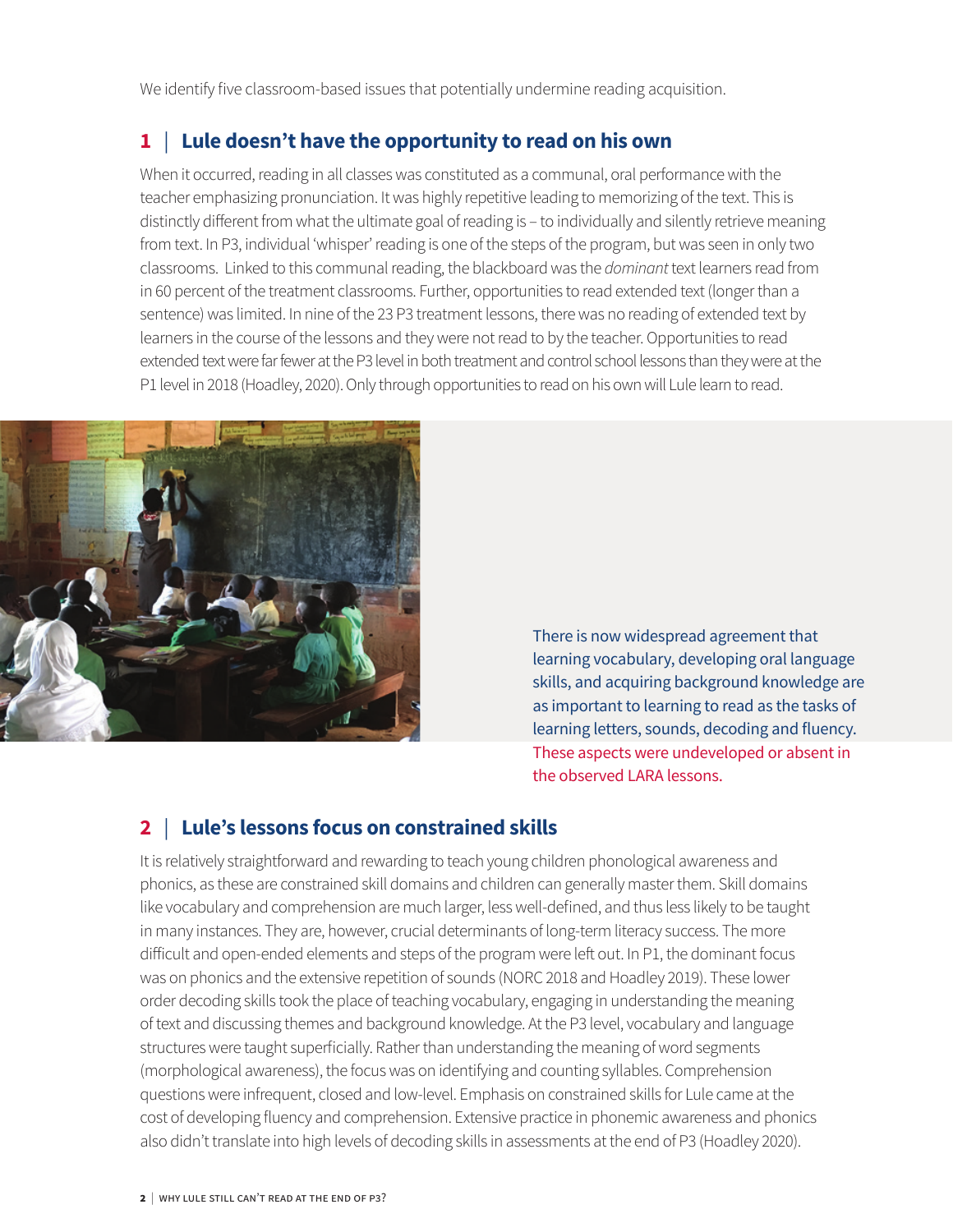We identify five classroom-based issues that potentially undermine reading acquisition.

## 1 | Lule doesn't have the opportunity to read on his own

When it occurred, reading in all classes was constituted as a communal, oral performance with the teacher emphasizing pronunciation. It was highly repetitive leading to memorizing of the text. This is distinctly different from what the ultimate goal of reading is – to individually and silently retrieve meaning from text. In P3, individual 'whisper' reading is one of the steps of the program, but was seen in only two classrooms. Linked to this communal reading, the blackboard was the *dominant* text learners read from in 60 percent of the treatment classrooms. Further, opportunities to read extended text (longer than a sentence) was limited. In nine of the 23 P3 treatment lessons, there was no reading of extended text by learners in the course of the lessons and they were not read to by the teacher. Opportunities to read extended text were far fewer at the P3 level in both treatment and control school lessons than they were at the P1 level in 2018 (Hoadley, 2020). Only through opportunities to read on his own will Lule learn to read.

There is now widespread agreement that learning vocabulary, developing oral language skills, and acquiring background knowledge are as important to learning to read as the tasks of learning letters, sounds, decoding and fluency. These aspects were undeveloped or absent in the observed LARA lessons.

## 2 | Lule's lessons focus on constrained skills

It is relatively straightforward and rewarding to teach young children phonological awareness and phonics, as these are constrained skill domains and children can generally master them. Skill domains like vocabulary and comprehension are much larger, less well-defined, and thus less likely to be taught in many instances. They are, however, crucial determinants of long-term literacy success. The more difficult and open-ended elements and steps of the program were left out. In P1, the dominant focus was on phonics and the extensive repetition of sounds (NORC 2018 and Hoadley 2019). These lower order decoding skills took the place of teaching vocabulary, engaging in understanding the meaning of text and discussing themes and background knowledge. At the P3 level, vocabulary and language structures were taught superficially. Rather than understanding the meaning of word segments (morphological awareness), the focus was on identifying and counting syllables. Comprehension questions were infrequent, closed and low-level. Emphasis on constrained skills for Lule came at the cost of developing fluency and comprehension. Extensive practice in phonemic awareness and phonics also didn't translate into high levels of decoding skills in assessments at the end of P3 (Hoadley 2020).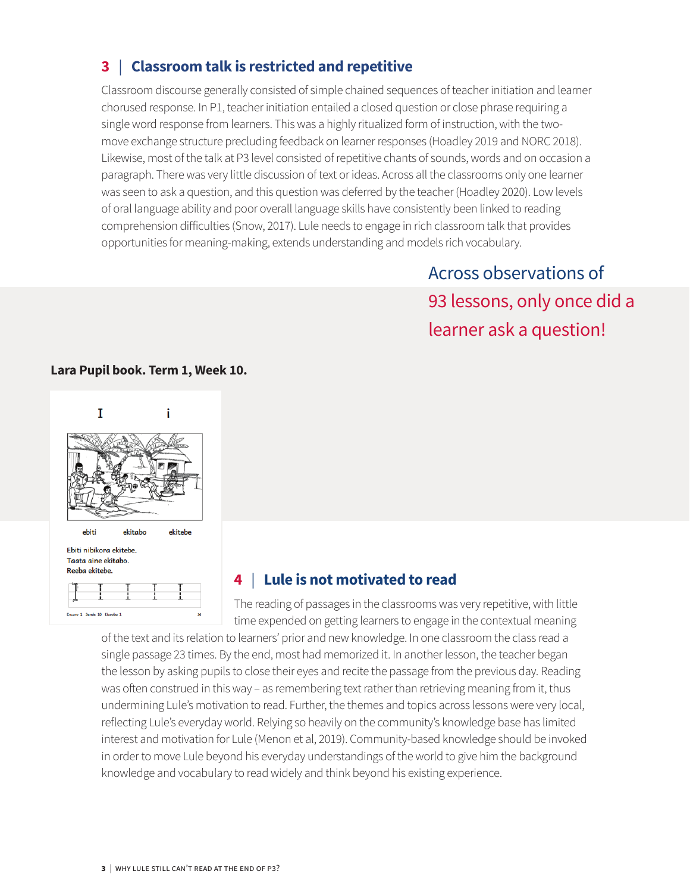## 3 | Classroom talk is restricted and repetitive

Classroom discourse generally consisted of simple chained sequences of teacher initiation and learner chorused response. In P1, teacher initiation entailed a closed question or close phrase requiring a single word response from learners. This was a highly ritualized form of instruction, with the two-move exchange structure precluding feedback on learner responses (Hoadley 2019 and NORC 2018). Likewise, most of the talk at P3 level consisted of repetitive chants of sounds, words and on occasion a paragraph. There was very little discussion of text or ideas. Across all the classrooms only one learner was seen to ask a question, and this question was deferred by the teacher (Hoadley 2020). Low levels of oral language ability and poor overall language skills have consistently been linked to reading comprehension difficulties (Snow, 2017). Lule needs to engage in rich classroom talk that provides opportunities for meaning-making, extends understanding and models rich vocabulary.

Across observations of 93 lessons, only once did a learner ask a question!

**Lara Pupil book. Term 1, Week 10.**

I i

ebiti ekitabo ekitebe

Ebiti nibikora ekitebe.
Taata aine ekitabo.
Reeba ekitebe.

## 4 | Lule is not motivated to read

The reading of passages in the classrooms was very repetitive, with little time expended on getting learners to engage in the contextual meaning of the text and its relation to learners' prior and new knowledge. In one classroom the class read a single passage 23 times. By the end, most had memorized it. In another lesson, the teacher began the lesson by asking pupils to close their eyes and recite the passage from the previous day. Reading was often construed in this way – as remembering text rather than retrieving meaning from it, thus undermining Lule's motivation to read. Further, the themes and topics across lessons were very local, reflecting Lule's everyday world. Relying so heavily on the community's knowledge base has limited interest and motivation for Lule (Menon et al, 2019). Community-based knowledge should be invoked in order to move Lule beyond his everyday understandings of the world to give him the background knowledge and vocabulary to read widely and think beyond his existing experience.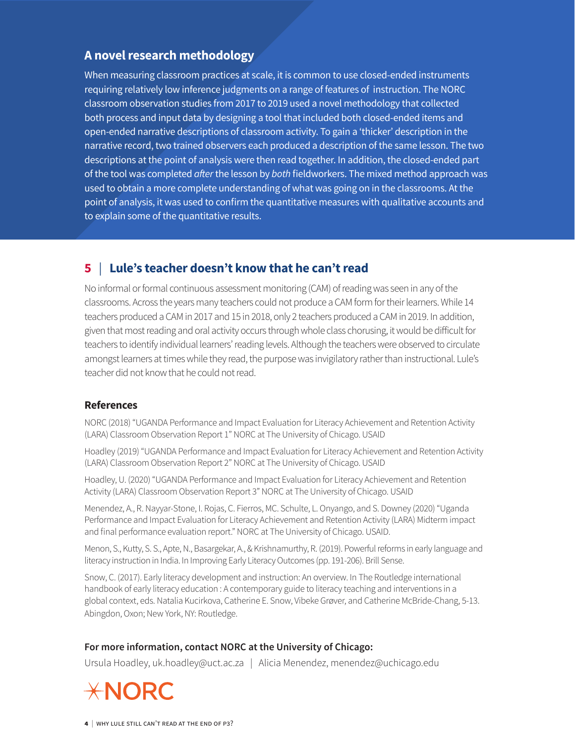## A novel research methodology

When measuring classroom practices at scale, it is common to use closed-ended instruments requiring relatively low inference judgments on a range of features of instruction. The NORC classroom observation studies from 2017 to 2019 used a novel methodology that collected both process and input data by designing a tool that included both closed-ended items and open-ended narrative descriptions of classroom activity. To gain a 'thicker' description in the narrative record, two trained observers each produced a description of the same lesson. The two descriptions at the point of analysis were then read together. In addition, the closed-ended part of the tool was completed *after* the lesson by *both* fieldworkers. The mixed method approach was used to obtain a more complete understanding of what was going on in the classrooms. At the point of analysis, it was used to confirm the quantitative measures with qualitative accounts and to explain some of the quantitative results.

## 5 | Lule's teacher doesn't know that he can't read

No informal or formal continuous assessment monitoring (CAM) of reading was seen in any of the classrooms. Across the years many teachers could not produce a CAM form for their learners. While 14 teachers produced a CAM in 2017 and 15 in 2018, only 2 teachers produced a CAM in 2019. In addition, given that most reading and oral activity occurs through whole class chorusing, it would be difficult for teachers to identify individual learners' reading levels. Although the teachers were observed to circulate amongst learners at times while they read, the purpose was invigilatory rather than instructional. Lule's teacher did not know that he could not read.

### References

NORC (2018) "UGANDA Performance and Impact Evaluation for Literacy Achievement and Retention Activity (LARA) Classroom Observation Report 1" NORC at The University of Chicago. USAID

Hoadley (2019) "UGANDA Performance and Impact Evaluation for Literacy Achievement and Retention Activity (LARA) Classroom Observation Report 2" NORC at The University of Chicago. USAID

Hoadley, U. (2020) "UGANDA Performance and Impact Evaluation for Literacy Achievement and Retention Activity (LARA) Classroom Observation Report 3" NORC at The University of Chicago. USAID

Menendez, A., R. Nayyar-Stone, I. Rojas, C. Fierros, MC. Schulte, L. Onyango, and S. Downey (2020) "Uganda Performance and Impact Evaluation for Literacy Achievement and Retention Activity (LARA) Midterm impact and final performance evaluation report." NORC at The University of Chicago. USAID.

Menon, S., Kutty, S. S., Apte, N., Basargekar, A., & Krishnamurthy, R. (2019). Powerful reforms in early language and literacy instruction in India. In Improving Early Literacy Outcomes (pp. 191-206). Brill Sense.

Snow, C. (2017). Early literacy development and instruction: An overview. In The Routledge international handbook of early literacy education : A contemporary guide to literacy teaching and interventions in a global context, eds. Natalia Kucirkova, Catherine E. Snow, Vibeke Grøver, and Catherine McBride-Chang, 5-13. Abingdon, Oxon; New York, NY: Routledge.

**For more information, contact NORC at the University of Chicago:**

Ursula Hoadley, uk.hoadley@uct.ac.za | Alicia Menendez, menendez@uchicago.edu

NORC